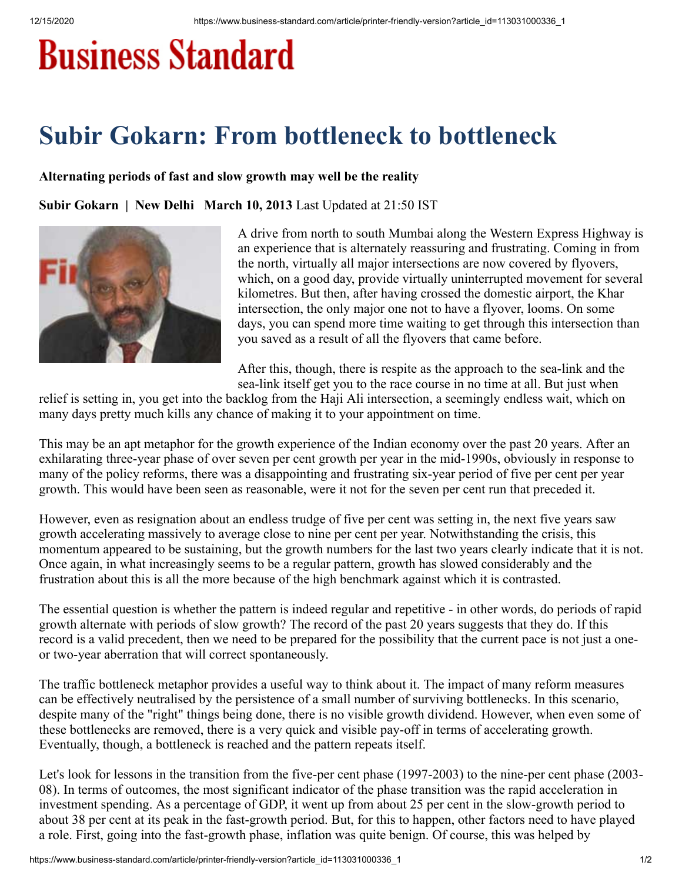# Business Standard

## Subir Gokarn: From bottleneck to bottleneck

**Alternating periods of fast and slow growth may well be the reality**

**Subir Gokarn | New Delhi March 10, 2013** Last Updated at 21:50 IST

A drive from north to south Mumbai along the Western Express Highway is an experience that is alternately reassuring and frustrating. Coming in from the north, virtually all major intersections are now covered by flyovers, which, on a good day, provide virtually uninterrupted movement for several kilometres. But then, after having crossed the domestic airport, the Khar intersection, the only major one not to have a flyover, looms. On some days, you can spend more time waiting to get through this intersection than you saved as a result of all the flyovers that came before.

After this, though, there is respite as the approach to the sea-link and the sea-link itself get you to the race course in no time at all. But just when relief is setting in, you get into the backlog from the Haji Ali intersection, a seemingly endless wait, which on many days pretty much kills any chance of making it to your appointment on time.

This may be an apt metaphor for the growth experience of the Indian economy over the past 20 years. After an exhilarating three-year phase of over seven per cent growth per year in the mid-1990s, obviously in response to many of the policy reforms, there was a disappointing and frustrating six-year period of five per cent per year growth. This would have been seen as reasonable, were it not for the seven per cent run that preceded it.

However, even as resignation about an endless trudge of five per cent was setting in, the next five years saw growth accelerating massively to average close to nine per cent per year. Notwithstanding the crisis, this momentum appeared to be sustaining, but the growth numbers for the last two years clearly indicate that it is not. Once again, in what increasingly seems to be a regular pattern, growth has slowed considerably and the frustration about this is all the more because of the high benchmark against which it is contrasted.

The essential question is whether the pattern is indeed regular and repetitive - in other words, do periods of rapid growth alternate with periods of slow growth? The record of the past 20 years suggests that they do. If this record is a valid precedent, then we need to be prepared for the possibility that the current pace is not just a one- or two-year aberration that will correct spontaneously.

The traffic bottleneck metaphor provides a useful way to think about it. The impact of many reform measures can be effectively neutralised by the persistence of a small number of surviving bottlenecks. In this scenario, despite many of the "right" things being done, there is no visible growth dividend. However, when even some of these bottlenecks are removed, there is a very quick and visible pay-off in terms of accelerating growth. Eventually, though, a bottleneck is reached and the pattern repeats itself.

Let's look for lessons in the transition from the five-per cent phase (1997-2003) to the nine-per cent phase (2003-08). In terms of outcomes, the most significant indicator of the phase transition was the rapid acceleration in investment spending. As a percentage of GDP, it went up from about 25 per cent in the slow-growth period to about 38 per cent at its peak in the fast-growth period. But, for this to happen, other factors need to have played a role. First, going into the fast-growth phase, inflation was quite benign. Of course, this was helped by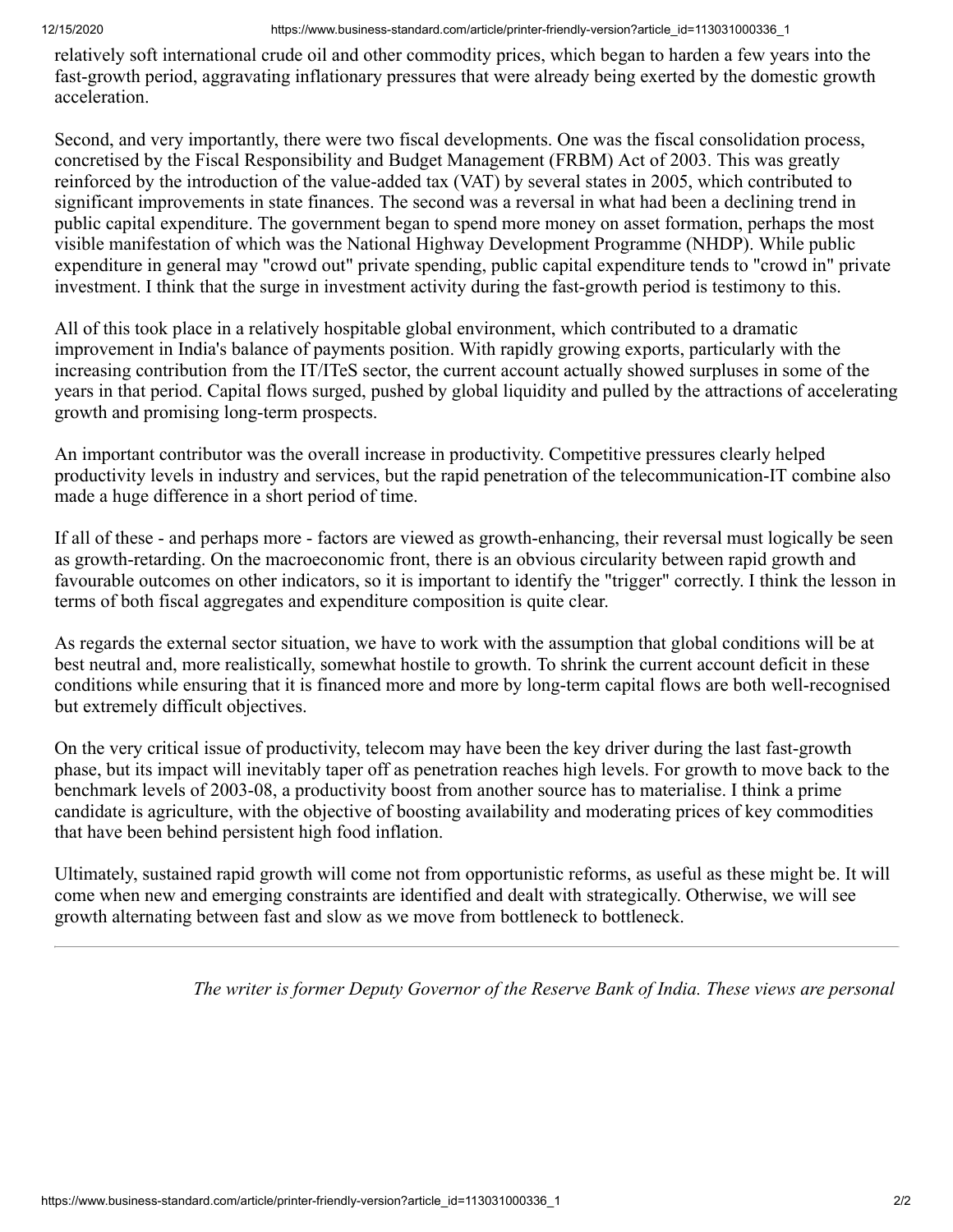relatively soft international crude oil and other commodity prices, which began to harden a few years into the fast-growth period, aggravating inflationary pressures that were already being exerted by the domestic growth acceleration.

Second, and very importantly, there were two fiscal developments. One was the fiscal consolidation process, concretised by the Fiscal Responsibility and Budget Management (FRBM) Act of 2003. This was greatly reinforced by the introduction of the value-added tax (VAT) by several states in 2005, which contributed to significant improvements in state finances. The second was a reversal in what had been a declining trend in public capital expenditure. The government began to spend more money on asset formation, perhaps the most visible manifestation of which was the National Highway Development Programme (NHDP). While public expenditure in general may "crowd out" private spending, public capital expenditure tends to "crowd in" private investment. I think that the surge in investment activity during the fast-growth period is testimony to this.

All of this took place in a relatively hospitable global environment, which contributed to a dramatic improvement in India's balance of payments position. With rapidly growing exports, particularly with the increasing contribution from the IT/ITeS sector, the current account actually showed surpluses in some of the years in that period. Capital flows surged, pushed by global liquidity and pulled by the attractions of accelerating growth and promising long-term prospects.

An important contributor was the overall increase in productivity. Competitive pressures clearly helped productivity levels in industry and services, but the rapid penetration of the telecommunication-IT combine also made a huge difference in a short period of time.

If all of these - and perhaps more - factors are viewed as growth-enhancing, their reversal must logically be seen as growth-retarding. On the macroeconomic front, there is an obvious circularity between rapid growth and favourable outcomes on other indicators, so it is important to identify the "trigger" correctly. I think the lesson in terms of both fiscal aggregates and expenditure composition is quite clear.

As regards the external sector situation, we have to work with the assumption that global conditions will be at best neutral and, more realistically, somewhat hostile to growth. To shrink the current account deficit in these conditions while ensuring that it is financed more and more by long-term capital flows are both well-recognised but extremely difficult objectives.

On the very critical issue of productivity, telecom may have been the key driver during the last fast-growth phase, but its impact will inevitably taper off as penetration reaches high levels. For growth to move back to the benchmark levels of 2003-08, a productivity boost from another source has to materialise. I think a prime candidate is agriculture, with the objective of boosting availability and moderating prices of key commodities that have been behind persistent high food inflation.

Ultimately, sustained rapid growth will come not from opportunistic reforms, as useful as these might be. It will come when new and emerging constraints are identified and dealt with strategically. Otherwise, we will see growth alternating between fast and slow as we move from bottleneck to bottleneck.

---

*The writer is former Deputy Governor of the Reserve Bank of India. These views are personal*